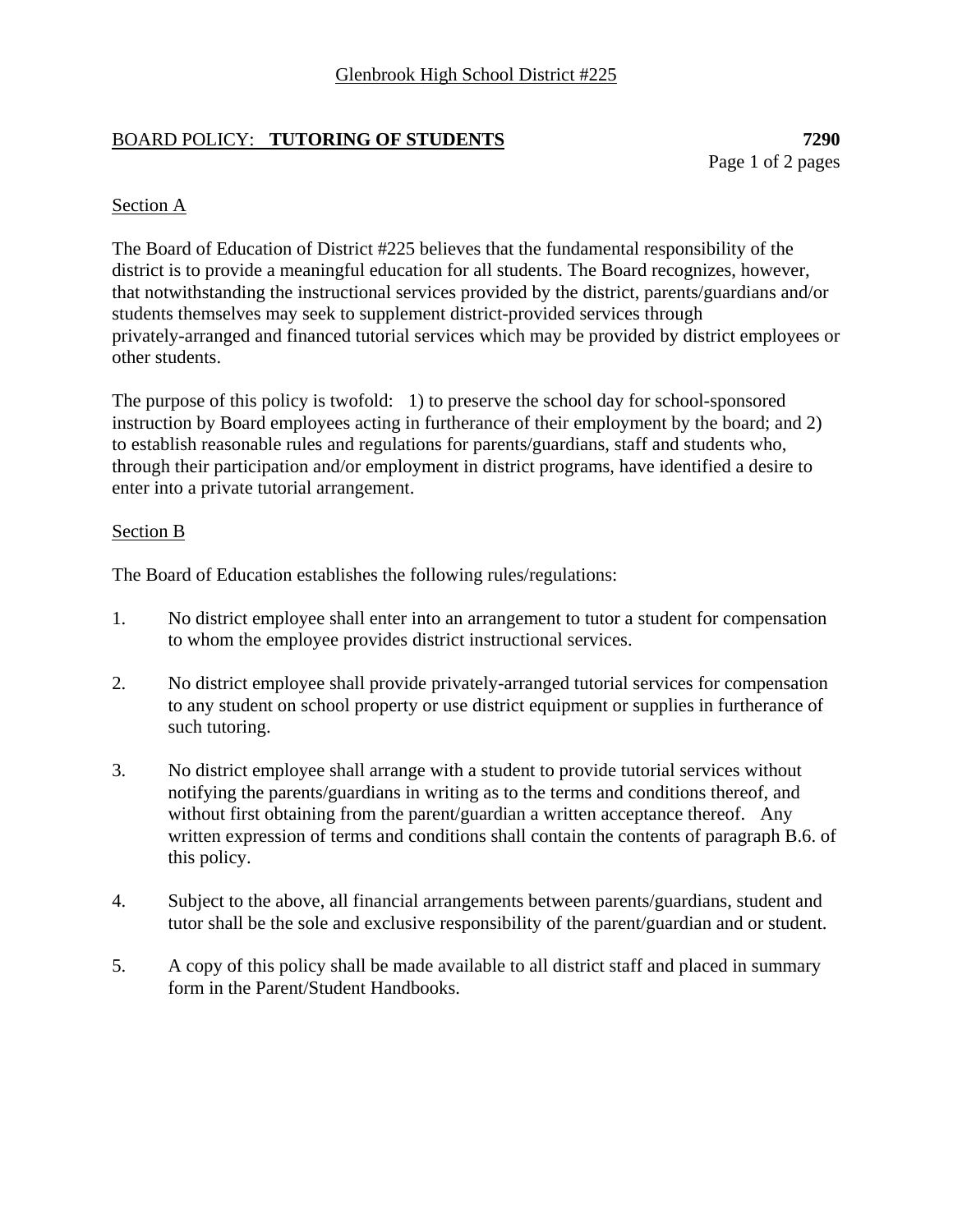Glenbrook High School District #225

# BOARD POLICY: **TUTORING OF STUDENTS** **7290**

## Section A

The Board of Education of District #225 believes that the fundamental responsibility of the district is to provide a meaningful education for all students. The Board recognizes, however, that notwithstanding the instructional services provided by the district, parents/guardians and/or students themselves may seek to supplement district-provided services through privately-arranged and financed tutorial services which may be provided by district employees or other students.

The purpose of this policy is twofold: 1) to preserve the school day for school-sponsored instruction by Board employees acting in furtherance of their employment by the board; and 2) to establish reasonable rules and regulations for parents/guardians, staff and students who, through their participation and/or employment in district programs, have identified a desire to enter into a private tutorial arrangement.

## Section B

The Board of Education establishes the following rules/regulations:

1. No district employee shall enter into an arrangement to tutor a student for compensation to whom the employee provides district instructional services.

2. No district employee shall provide privately-arranged tutorial services for compensation to any student on school property or use district equipment or supplies in furtherance of such tutoring.

3. No district employee shall arrange with a student to provide tutorial services without notifying the parents/guardians in writing as to the terms and conditions thereof, and without first obtaining from the parent/guardian a written acceptance thereof. Any written expression of terms and conditions shall contain the contents of paragraph B.6. of this policy.

4. Subject to the above, all financial arrangements between parents/guardians, student and tutor shall be the sole and exclusive responsibility of the parent/guardian and or student.

5. A copy of this policy shall be made available to all district staff and placed in summary form in the Parent/Student Handbooks.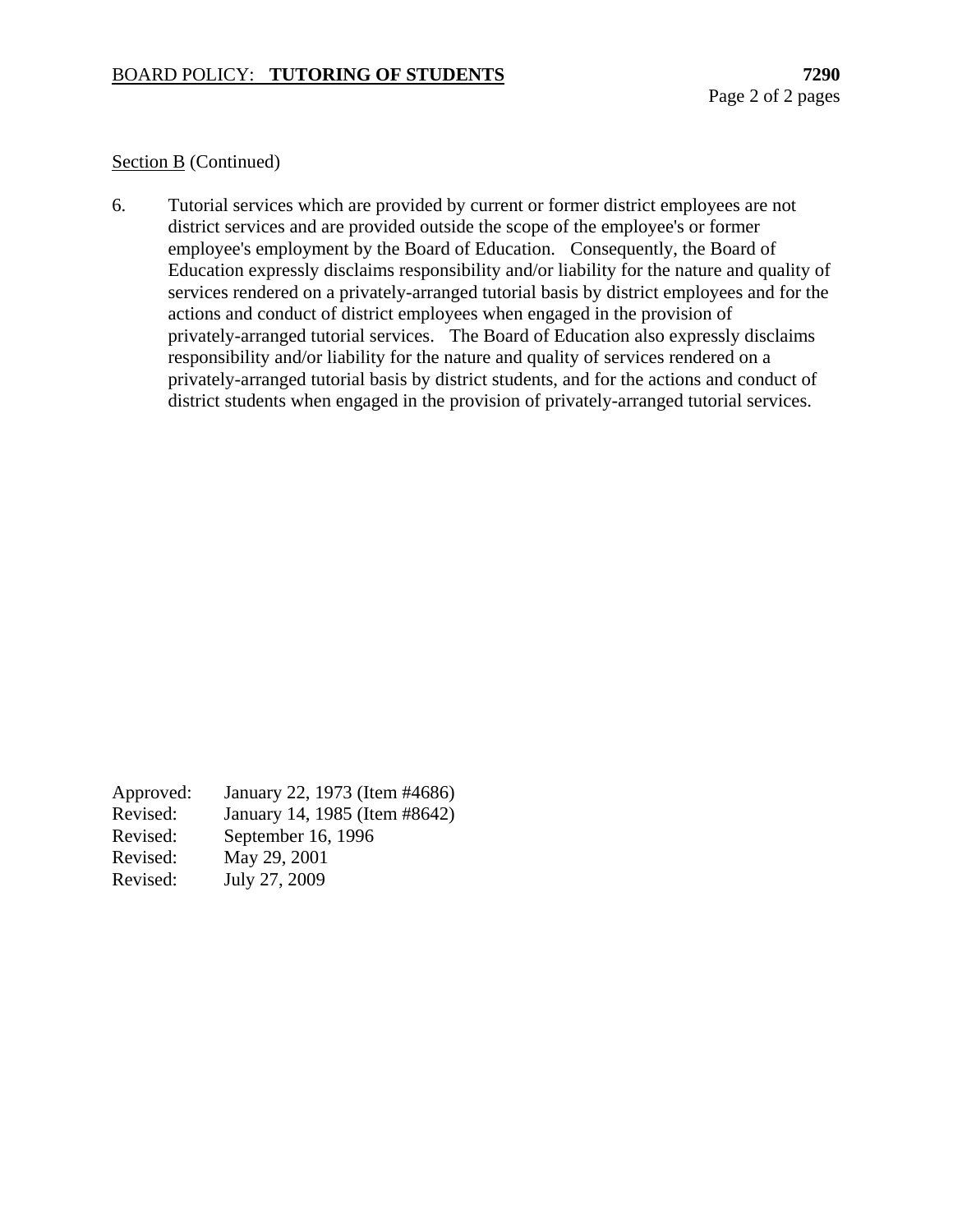Section B (Continued)

6. Tutorial services which are provided by current or former district employees are not district services and are provided outside the scope of the employee's or former employee's employment by the Board of Education. Consequently, the Board of Education expressly disclaims responsibility and/or liability for the nature and quality of services rendered on a privately-arranged tutorial basis by district employees and for the actions and conduct of district employees when engaged in the provision of privately-arranged tutorial services. The Board of Education also expressly disclaims responsibility and/or liability for the nature and quality of services rendered on a privately-arranged tutorial basis by district students, and for the actions and conduct of district students when engaged in the provision of privately-arranged tutorial services.

Approved: January 22, 1973 (Item #4686)
Revised: January 14, 1985 (Item #8642)
Revised: September 16, 1996
Revised: May 29, 2001
Revised: July 27, 2009